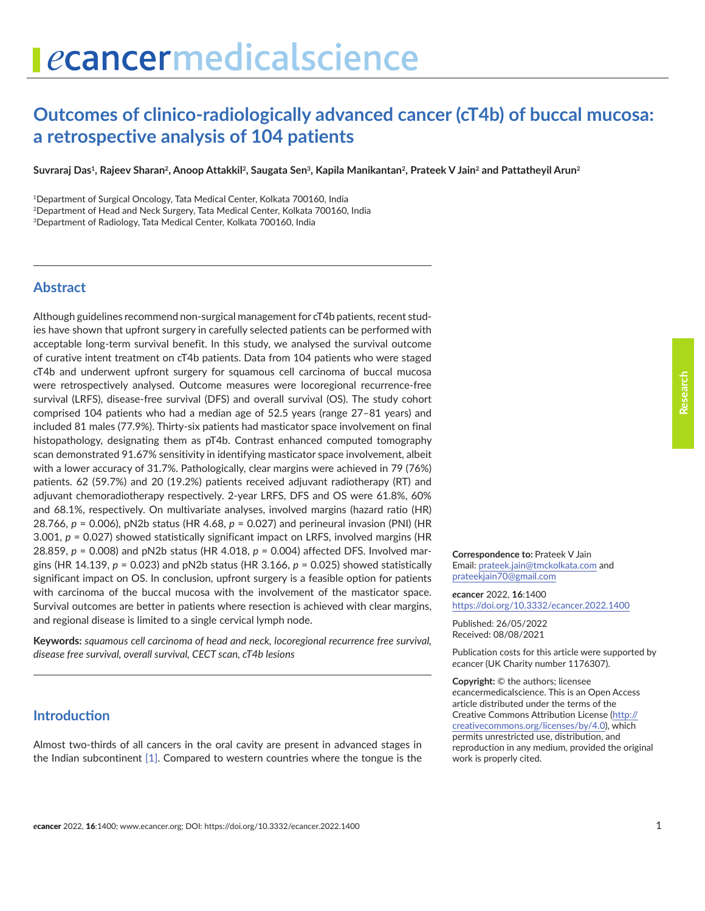# Outcomes of clinico-radiologically advanced cancer (cT4b) of buccal mucosa: a retrospective analysis of 104 patients

**Suvraraj Das[1], Rajeev Sharan[2], Anoop Attakkil[2], Saugata Sen[3], Kapila Manikantan[2], Prateek V Jain[2] and Pattatheyil Arun[2]**

[1]Department of Surgical Oncology, Tata Medical Center, Kolkata 700160, India
[2]Department of Head and Neck Surgery, Tata Medical Center, Kolkata 700160, India
[3]Department of Radiology, Tata Medical Center, Kolkata 700160, India

## Abstract

Although guidelines recommend non-surgical management for cT4b patients, recent studies have shown that upfront surgery in carefully selected patients can be performed with acceptable long-term survival benefit. In this study, we analysed the survival outcome of curative intent treatment on cT4b patients. Data from 104 patients who were staged cT4b and underwent upfront surgery for squamous cell carcinoma of buccal mucosa were retrospectively analysed. Outcome measures were locoregional recurrence-free survival (LRFS), disease-free survival (DFS) and overall survival (OS). The study cohort comprised 104 patients who had a median age of 52.5 years (range 27–81 years) and included 81 males (77.9%). Thirty-six patients had masticator space involvement on final histopathology, designating them as pT4b. Contrast enhanced computed tomography scan demonstrated 91.67% sensitivity in identifying masticator space involvement, albeit with a lower accuracy of 31.7%. Pathologically, clear margins were achieved in 79 (76%) patients. 62 (59.7%) and 20 (19.2%) patients received adjuvant radiotherapy (RT) and adjuvant chemoradiotherapy respectively. 2-year LRFS, DFS and OS were 61.8%, 60% and 68.1%, respectively. On multivariate analyses, involved margins (hazard ratio (HR) 28.766, $p$ = 0.006), pN2b status (HR 4.68, $p$ = 0.027) and perineural invasion (PNI) (HR 3.001, $p$ = 0.027) showed statistically significant impact on LRFS, involved margins (HR 28.859, $p$ = 0.008) and pN2b status (HR 4.018, $p$ = 0.004) affected DFS. Involved margins (HR 14.139, $p$ = 0.023) and pN2b status (HR 3.166, $p$ = 0.025) showed statistically significant impact on OS. In conclusion, upfront surgery is a feasible option for patients with carcinoma of the buccal mucosa with the involvement of the masticator space. Survival outcomes are better in patients where resection is achieved with clear margins, and regional disease is limited to a single cervical lymph node.

**Keywords:** *squamous cell carcinoma of head and neck, locoregional recurrence free survival, disease free survival, overall survival, CECT scan, cT4b lesions*

**Correspondence to:** Prateek V Jain
Email: prateek.jain@tmckolkata.com and prateekjain70@gmail.com

*e*cancer 2022, **16**:1400
https://doi.org/10.3332/ecancer.2022.1400

Published: 26/05/2022
Received: 08/08/2021

Publication costs for this article were supported by *e*cancer (UK Charity number 1176307).

**Copyright:** © the authors; licensee *e*cancermedicalscience. This is an Open Access article distributed under the terms of the Creative Commons Attribution License (http://creativecommons.org/licenses/by/4.0), which permits unrestricted use, distribution, and reproduction in any medium, provided the original work is properly cited.

## Introduction

Almost two-thirds of all cancers in the oral cavity are present in advanced stages in the Indian subcontinent [1]. Compared to western countries where the tongue is the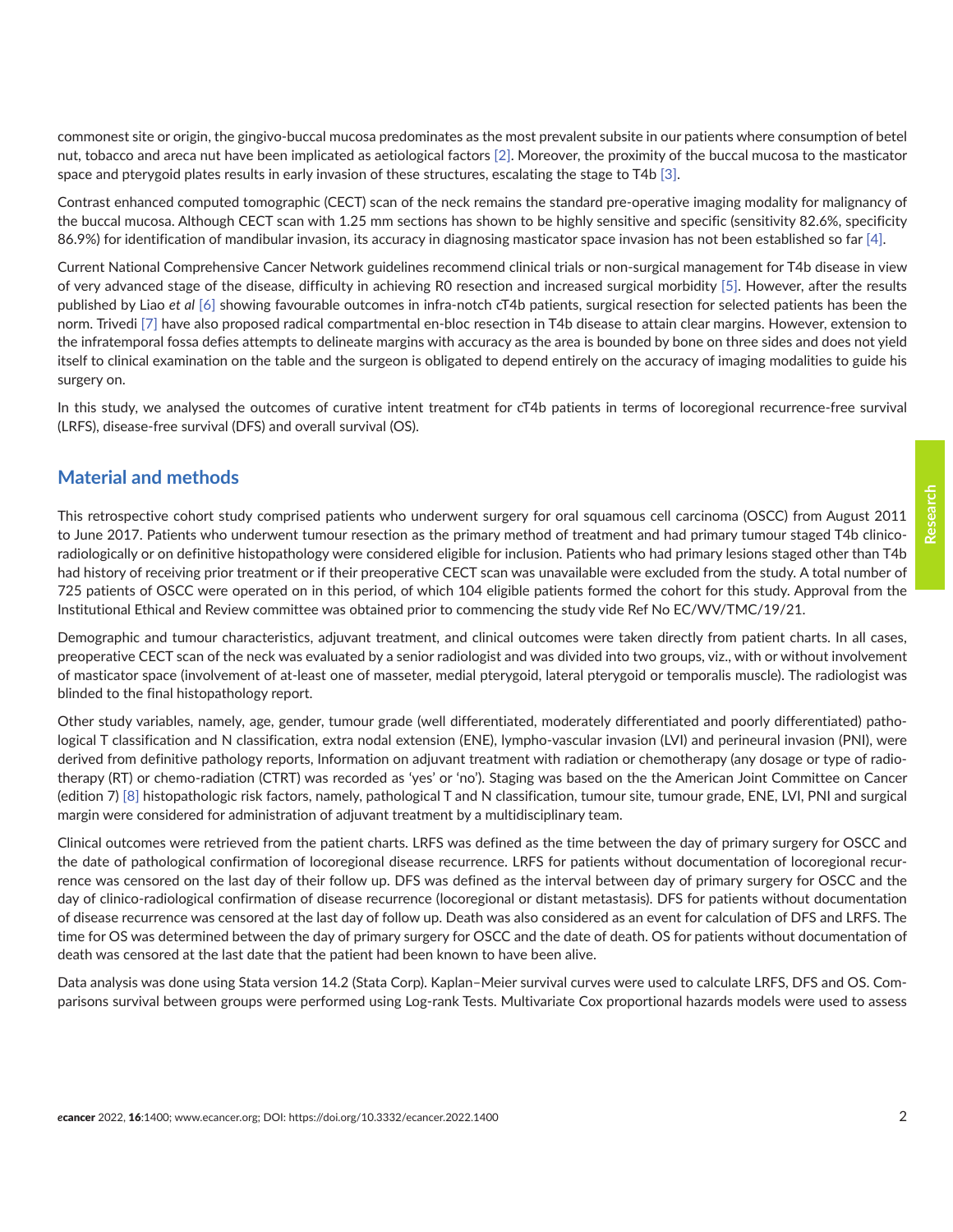commonest site or origin, the gingivo-buccal mucosa predominates as the most prevalent subsite in our patients where consumption of betel nut, tobacco and areca nut have been implicated as aetiological factors [2]. Moreover, the proximity of the buccal mucosa to the masticator space and pterygoid plates results in early invasion of these structures, escalating the stage to T4b [3].

Contrast enhanced computed tomographic (CECT) scan of the neck remains the standard pre-operative imaging modality for malignancy of the buccal mucosa. Although CECT scan with 1.25 mm sections has shown to be highly sensitive and specific (sensitivity 82.6%, specificity 86.9%) for identification of mandibular invasion, its accuracy in diagnosing masticator space invasion has not been established so far [4].

Current National Comprehensive Cancer Network guidelines recommend clinical trials or non-surgical management for T4b disease in view of very advanced stage of the disease, difficulty in achieving R0 resection and increased surgical morbidity [5]. However, after the results published by Liao *et al* [6] showing favourable outcomes in infra-notch cT4b patients, surgical resection for selected patients has been the norm. Trivedi [7] have also proposed radical compartmental en-bloc resection in T4b disease to attain clear margins. However, extension to the infratemporal fossa defies attempts to delineate margins with accuracy as the area is bounded by bone on three sides and does not yield itself to clinical examination on the table and the surgeon is obligated to depend entirely on the accuracy of imaging modalities to guide his surgery on.

In this study, we analysed the outcomes of curative intent treatment for cT4b patients in terms of locoregional recurrence-free survival (LRFS), disease-free survival (DFS) and overall survival (OS).

## Material and methods

This retrospective cohort study comprised patients who underwent surgery for oral squamous cell carcinoma (OSCC) from August 2011 to June 2017. Patients who underwent tumour resection as the primary method of treatment and had primary tumour staged T4b clinico-radiologically or on definitive histopathology were considered eligible for inclusion. Patients who had primary lesions staged other than T4b had history of receiving prior treatment or if their preoperative CECT scan was unavailable were excluded from the study. A total number of 725 patients of OSCC were operated on in this period, of which 104 eligible patients formed the cohort for this study. Approval from the Institutional Ethical and Review committee was obtained prior to commencing the study vide Ref No EC/WV/TMC/19/21.

Demographic and tumour characteristics, adjuvant treatment, and clinical outcomes were taken directly from patient charts. In all cases, preoperative CECT scan of the neck was evaluated by a senior radiologist and was divided into two groups, viz., with or without involvement of masticator space (involvement of at-least one of masseter, medial pterygoid, lateral pterygoid or temporalis muscle). The radiologist was blinded to the final histopathology report.

Other study variables, namely, age, gender, tumour grade (well differentiated, moderately differentiated and poorly differentiated) pathological T classification and N classification, extra nodal extension (ENE), lympho-vascular invasion (LVI) and perineural invasion (PNI), were derived from definitive pathology reports, Information on adjuvant treatment with radiation or chemotherapy (any dosage or type of radiotherapy (RT) or chemo-radiation (CTRT) was recorded as 'yes' or 'no'). Staging was based on the the American Joint Committee on Cancer (edition 7) [8] histopathologic risk factors, namely, pathological T and N classification, tumour site, tumour grade, ENE, LVI, PNI and surgical margin were considered for administration of adjuvant treatment by a multidisciplinary team.

Clinical outcomes were retrieved from the patient charts. LRFS was defined as the time between the day of primary surgery for OSCC and the date of pathological confirmation of locoregional disease recurrence. LRFS for patients without documentation of locoregional recurrence was censored on the last day of their follow up. DFS was defined as the interval between day of primary surgery for OSCC and the day of clinico-radiological confirmation of disease recurrence (locoregional or distant metastasis). DFS for patients without documentation of disease recurrence was censored at the last day of follow up. Death was also considered as an event for calculation of DFS and LRFS. The time for OS was determined between the day of primary surgery for OSCC and the date of death. OS for patients without documentation of death was censored at the last date that the patient had been known to have been alive.

Data analysis was done using Stata version 14.2 (Stata Corp). Kaplan–Meier survival curves were used to calculate LRFS, DFS and OS. Comparisons survival between groups were performed using Log-rank Tests. Multivariate Cox proportional hazards models were used to assess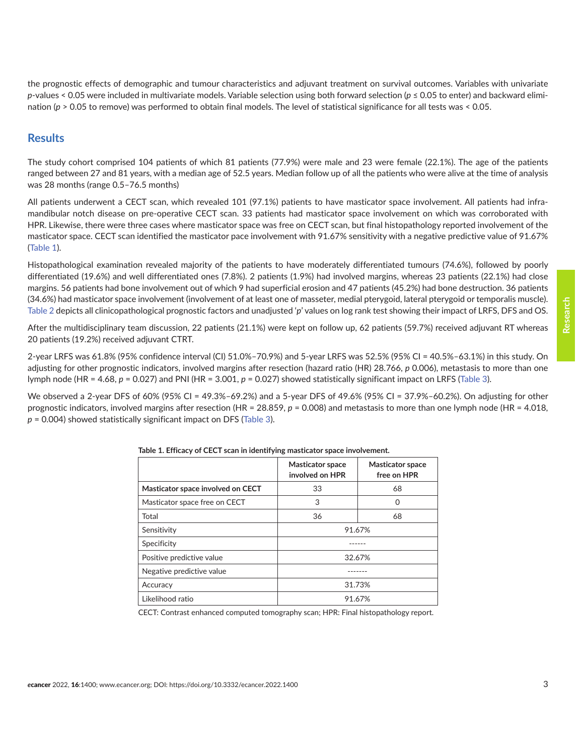the prognostic effects of demographic and tumour characteristics and adjuvant treatment on survival outcomes. Variables with univariate *p*-values < 0.05 were included in multivariate models. Variable selection using both forward selection ($p \leq 0.05$ to enter) and backward elimination ($p > 0.05$ to remove) was performed to obtain final models. The level of statistical significance for all tests was < 0.05.

## Results

The study cohort comprised 104 patients of which 81 patients (77.9%) were male and 23 were female (22.1%). The age of the patients ranged between 27 and 81 years, with a median age of 52.5 years. Median follow up of all the patients who were alive at the time of analysis was 28 months (range 0.5–76.5 months)

All patients underwent a CECT scan, which revealed 101 (97.1%) patients to have masticator space involvement. All patients had infra-mandibular notch disease on pre-operative CECT scan. 33 patients had masticator space involvement on which was corroborated with HPR. Likewise, there were three cases where masticator space was free on CECT scan, but final histopathology reported involvement of the masticator space. CECT scan identified the masticator pace involvement with 91.67% sensitivity with a negative predictive value of 91.67% (Table 1).

Histopathological examination revealed majority of the patients to have moderately differentiated tumours (74.6%), followed by poorly differentiated (19.6%) and well differentiated ones (7.8%). 2 patients (1.9%) had involved margins, whereas 23 patients (22.1%) had close margins. 56 patients had bone involvement out of which 9 had superficial erosion and 47 patients (45.2%) had bone destruction. 36 patients (34.6%) had masticator space involvement (involvement of at least one of masseter, medial pterygoid, lateral pterygoid or temporalis muscle). Table 2 depicts all clinicopathological prognostic factors and unadjusted '*p*' values on log rank test showing their impact of LRFS, DFS and OS.

After the multidisciplinary team discussion, 22 patients (21.1%) were kept on follow up, 62 patients (59.7%) received adjuvant RT whereas 20 patients (19.2%) received adjuvant CTRT.

2-year LRFS was 61.8% (95% confidence interval (CI) 51.0%–70.9%) and 5-year LRFS was 52.5% (95% CI = 40.5%–63.1%) in this study. On adjusting for other prognostic indicators, involved margins after resection (hazard ratio (HR) 28.766, *p* 0.006), metastasis to more than one lymph node (HR = 4.68, $p = 0.027$) and PNI (HR = 3.001, $p = 0.027$) showed statistically significant impact on LRFS (Table 3).

We observed a 2-year DFS of 60% (95% CI = 49.3%–69.2%) and a 5-year DFS of 49.6% (95% CI = 37.9%–60.2%). On adjusting for other prognostic indicators, involved margins after resection (HR = 28.859, $p = 0.008$) and metastasis to more than one lymph node (HR = 4.018, $p = 0.004$) showed statistically significant impact on DFS (Table 3).

**Table 1. Efficacy of CECT scan in identifying masticator space involvement.**

| | Masticator space involved on HPR | Masticator space free on HPR |
|---|---|---|
| **Masticator space involved on CECT** | 33 | 68 |
| Masticator space free on CECT | 3 | 0 |
| Total | 36 | 68 |
| Sensitivity | 91.67% | |
| Specificity | ------ | |
| Positive predictive value | 32.67% | |
| Negative predictive value | ------- | |
| Accuracy | 31.73% | |
| Likelihood ratio | 91.67% | |

CECT: Contrast enhanced computed tomography scan; HPR: Final histopathology report.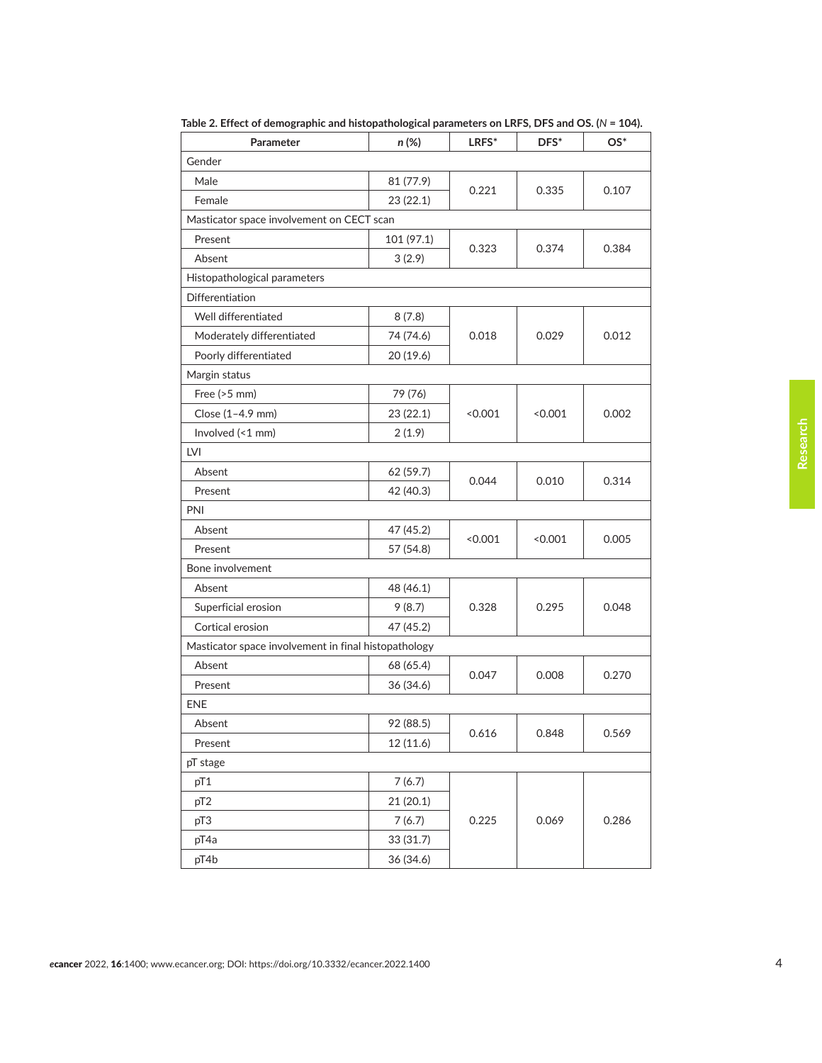**Table 2. Effect of demographic and histopathological parameters on LRFS, DFS and OS. (*N* = 104).**

| Parameter | *n* (%) | LRFS* | DFS* | OS* |
|---|---|---|---|---|
| Gender | | | | |
| Male | 81 (77.9) | 0.221 | 0.335 | 0.107 |
| Female | 23 (22.1) | | | |
| Masticator space involvement on CECT scan | | | | |
| Present | 101 (97.1) | 0.323 | 0.374 | 0.384 |
| Absent | 3 (2.9) | | | |
| Histopathological parameters | | | | |
| Differentiation | | | | |
| Well differentiated | 8 (7.8) | 0.018 | 0.029 | 0.012 |
| Moderately differentiated | 74 (74.6) | | | |
| Poorly differentiated | 20 (19.6) | | | |
| Margin status | | | | |
| Free (>5 mm) | 79 (76) | <0.001 | <0.001 | 0.002 |
| Close (1–4.9 mm) | 23 (22.1) | | | |
| Involved (<1 mm) | 2 (1.9) | | | |
| LVI | | | | |
| Absent | 62 (59.7) | 0.044 | 0.010 | 0.314 |
| Present | 42 (40.3) | | | |
| PNI | | | | |
| Absent | 47 (45.2) | <0.001 | <0.001 | 0.005 |
| Present | 57 (54.8) | | | |
| Bone involvement | | | | |
| Absent | 48 (46.1) | 0.328 | 0.295 | 0.048 |
| Superficial erosion | 9 (8.7) | | | |
| Cortical erosion | 47 (45.2) | | | |
| Masticator space involvement in final histopathology | | | | |
| Absent | 68 (65.4) | 0.047 | 0.008 | 0.270 |
| Present | 36 (34.6) | | | |
| ENE | | | | |
| Absent | 92 (88.5) | 0.616 | 0.848 | 0.569 |
| Present | 12 (11.6) | | | |
| pT stage | | | | |
| pT1 | 7 (6.7) | 0.225 | 0.069 | 0.286 |
| pT2 | 21 (20.1) | | | |
| pT3 | 7 (6.7) | | | |
| pT4a | 33 (31.7) | | | |
| pT4b | 36 (34.6) | | | |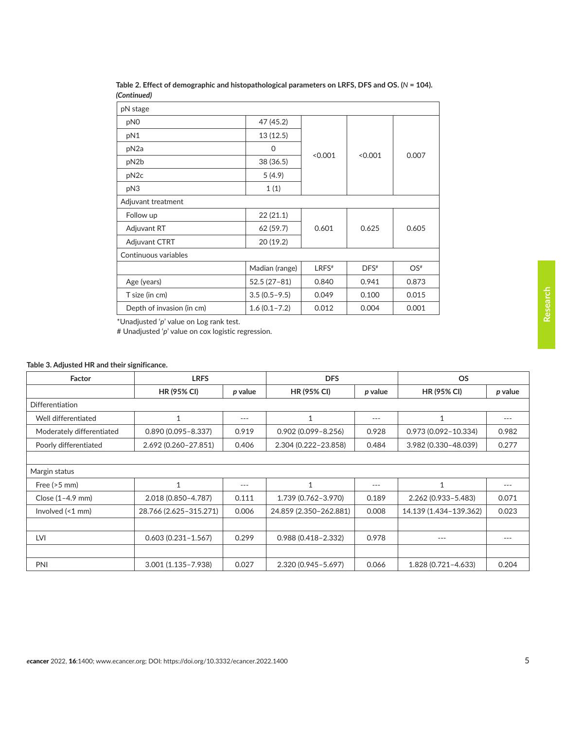**Table 2. Effect of demographic and histopathological parameters on LRFS, DFS and OS. (*N* = 104).** ***(Continued)***

| pN stage | | | | |
|---|---|---|---|---|
| pN0 | 47 (45.2) | <0.001 | <0.001 | 0.007 |
| pN1 | 13 (12.5) | | | |
| pN2a | 0 | | | |
| pN2b | 38 (36.5) | | | |
| pN2c | 5 (4.9) | | | |
| pN3 | 1 (1) | | | |
| **Adjuvant treatment** | | | | |
| Follow up | 22 (21.1) | 0.601 | 0.625 | 0.605 |
| Adjuvant RT | 62 (59.7) | | | |
| Adjuvant CTRT | 20 (19.2) | | | |
| **Continuous variables** | | | | |
| | Madian (range) | LRFS# | DFS# | OS# |
| Age (years) | 52.5 (27–81) | 0.840 | 0.941 | 0.873 |
| T size (in cm) | 3.5 (0.5–9.5) | 0.049 | 0.100 | 0.015 |
| Depth of invasion (in cm) | 1.6 (0.1–7.2) | 0.012 | 0.004 | 0.001 |

*Unadjusted '*p*' value on Log rank test.
# Unadjusted '*p*' value on cox logistic regression.

**Table 3. Adjusted HR and their significance.**

| Factor | LRFS | | DFS | | OS | |
|---|---|---|---|---|---|---|
| | HR (95% CI) | *p* value | HR (95% CI) | *p* value | HR (95% CI) | *p* value |
| Differentiation | | | | | | |
| Well differentiated | 1 | --- | 1 | --- | 1 | --- |
| Moderately differentiated | 0.890 (0.095–8.337) | 0.919 | 0.902 (0.099–8.256) | 0.928 | 0.973 (0.092–10.334) | 0.982 |
| Poorly differentiated | 2.692 (0.260–27.851) | 0.406 | 2.304 (0.222–23.858) | 0.484 | 3.982 (0.330–48.039) | 0.277 |
| | | | | | | |
| Margin status | | | | | | |
| Free (>5 mm) | 1 | --- | 1 | --- | 1 | --- |
| Close (1–4.9 mm) | 2.018 (0.850–4.787) | 0.111 | 1.739 (0.762–3.970) | 0.189 | 2.262 (0.933–5.483) | 0.071 |
| Involved (<1 mm) | 28.766 (2.625–315.271) | 0.006 | 24.859 (2.350–262.881) | 0.008 | 14.139 (1.434–139.362) | 0.023 |
| | | | | | | |
| LVI | 0.603 (0.231–1.567) | 0.299 | 0.988 (0.418–2.332) | 0.978 | --- | --- |
| | | | | | | |
| PNI | 3.001 (1.135–7.938) | 0.027 | 2.320 (0.945–5.697) | 0.066 | 1.828 (0.721–4.633) | 0.204 |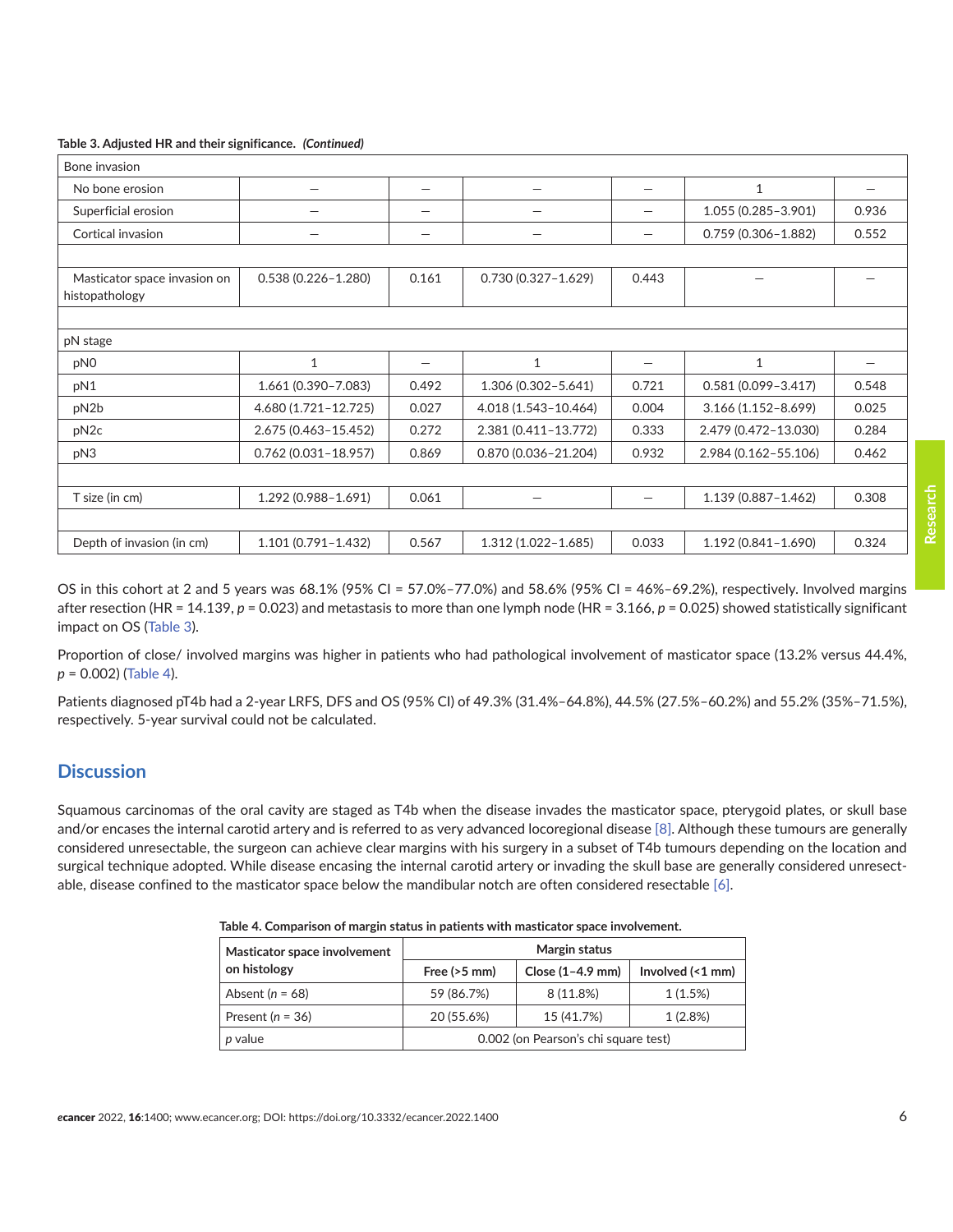**Table 3. Adjusted HR and their significance.** ***(Continued)***

| | | | | | | |
|---|---|---|---|---|---|---|
| Bone invasion | | | | | | |
| No bone erosion | – | – | – | – | 1 | – |
| Superficial erosion | – | – | – | – | 1.055 (0.285–3.901) | 0.936 |
| Cortical invasion | – | – | – | – | 0.759 (0.306–1.882) | 0.552 |
| | | | | | | |
| Masticator space invasion on histopathology | 0.538 (0.226–1.280) | 0.161 | 0.730 (0.327–1.629) | 0.443 | – | – |
| | | | | | | |
| pN stage | | | | | | |
| pN0 | 1 | – | 1 | – | 1 | – |
| pN1 | 1.661 (0.390–7.083) | 0.492 | 1.306 (0.302–5.641) | 0.721 | 0.581 (0.099–3.417) | 0.548 |
| pN2b | 4.680 (1.721–12.725) | 0.027 | 4.018 (1.543–10.464) | 0.004 | 3.166 (1.152–8.699) | 0.025 |
| pN2c | 2.675 (0.463–15.452) | 0.272 | 2.381 (0.411–13.772) | 0.333 | 2.479 (0.472–13.030) | 0.284 |
| pN3 | 0.762 (0.031–18.957) | 0.869 | 0.870 (0.036–21.204) | 0.932 | 2.984 (0.162–55.106) | 0.462 |
| | | | | | | |
| T size (in cm) | 1.292 (0.988–1.691) | 0.061 | – | – | 1.139 (0.887–1.462) | 0.308 |
| | | | | | | |
| Depth of invasion (in cm) | 1.101 (0.791–1.432) | 0.567 | 1.312 (1.022–1.685) | 0.033 | 1.192 (0.841–1.690) | 0.324 |

OS in this cohort at 2 and 5 years was 68.1% (95% CI = 57.0%–77.0%) and 58.6% (95% CI = 46%–69.2%), respectively. Involved margins after resection (HR = 14.139, $p$ = 0.023) and metastasis to more than one lymph node (HR = 3.166, $p$ = 0.025) showed statistically significant impact on OS (Table 3).

Proportion of close/ involved margins was higher in patients who had pathological involvement of masticator space (13.2% versus 44.4%, $p$ = 0.002) (Table 4).

Patients diagnosed pT4b had a 2-year LRFS, DFS and OS (95% CI) of 49.3% (31.4%–64.8%), 44.5% (27.5%–60.2%) and 55.2% (35%–71.5%), respectively. 5-year survival could not be calculated.

## Discussion

Squamous carcinomas of the oral cavity are staged as T4b when the disease invades the masticator space, pterygoid plates, or skull base and/or encases the internal carotid artery and is referred to as very advanced locoregional disease [8]. Although these tumours are generally considered unresectable, the surgeon can achieve clear margins with his surgery in a subset of T4b tumours depending on the location and surgical technique adopted. While disease encasing the internal carotid artery or invading the skull base are generally considered unresectable, disease confined to the masticator space below the mandibular notch are often considered resectable [6].

**Table 4. Comparison of margin status in patients with masticator space involvement.**

| Masticator space involvement on histology | Margin status | | |
|---|---|---|---|
| | Free (>5 mm) | Close (1–4.9 mm) | Involved (<1 mm) |
| Absent ($n$ = 68) | 59 (86.7%) | 8 (11.8%) | 1 (1.5%) |
| Present ($n$ = 36) | 20 (55.6%) | 15 (41.7%) | 1 (2.8%) |
| $p$ value | 0.002 (on Pearson's chi square test) | | |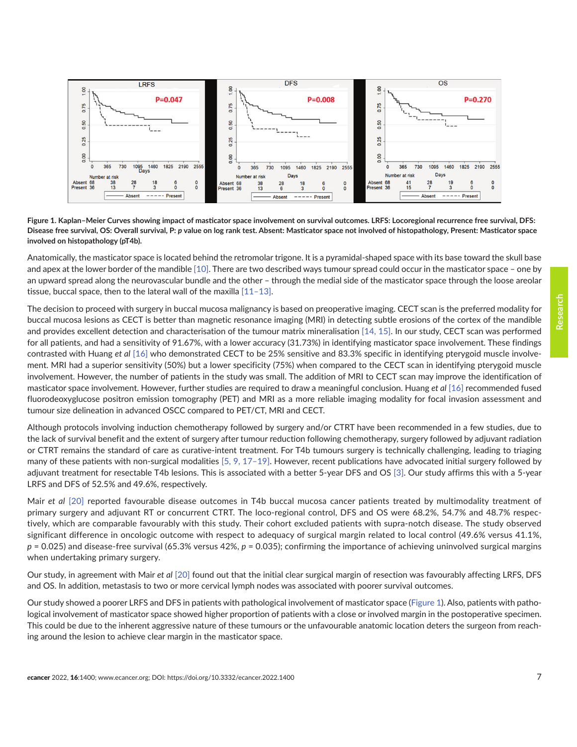**Figure 1. Kaplan–Meier Curves showing impact of masticator space involvement on survival outcomes. LRFS: Locoregional recurrence free survival, DFS: Disease free survival, OS: Overall survival, P: *p* value on log rank test. Absent: Masticator space not involved of histopathology, Present: Masticator space involved on histopathology (pT4b).**

Anatomically, the masticator space is located behind the retromolar trigone. It is a pyramidal-shaped space with its base toward the skull base and apex at the lower border of the mandible [10]. There are two described ways tumour spread could occur in the masticator space – one by an upward spread along the neurovascular bundle and the other – through the medial side of the masticator space through the loose areolar tissue, buccal space, then to the lateral wall of the maxilla [11–13].

The decision to proceed with surgery in buccal mucosa malignancy is based on preoperative imaging. CECT scan is the preferred modality for buccal mucosa lesions as CECT is better than magnetic resonance imaging (MRI) in detecting subtle erosions of the cortex of the mandible and provides excellent detection and characterisation of the tumour matrix mineralisation [14, 15]. In our study, CECT scan was performed for all patients, and had a sensitivity of 91.67%, with a lower accuracy (31.73%) in identifying masticator space involvement. These findings contrasted with Huang *et al* [16] who demonstrated CECT to be 25% sensitive and 83.3% specific in identifying pterygoid muscle involvement. MRI had a superior sensitivity (50%) but a lower specificity (75%) when compared to the CECT scan in identifying pterygoid muscle involvement. However, the number of patients in the study was small. The addition of MRI to CECT scan may improve the identification of masticator space involvement. However, further studies are required to draw a meaningful conclusion. Huang *et al* [16] recommended fused fluorodeoxyglucose positron emission tomography (PET) and MRI as a more reliable imaging modality for focal invasion assessment and tumour size delineation in advanced OSCC compared to PET/CT, MRI and CECT.

Although protocols involving induction chemotherapy followed by surgery and/or CTRT have been recommended in a few studies, due to the lack of survival benefit and the extent of surgery after tumour reduction following chemotherapy, surgery followed by adjuvant radiation or CTRT remains the standard of care as curative-intent treatment. For T4b tumours surgery is technically challenging, leading to triaging many of these patients with non-surgical modalities [5, 9, 17–19]. However, recent publications have advocated initial surgery followed by adjuvant treatment for resectable T4b lesions. This is associated with a better 5-year DFS and OS [3]. Our study affirms this with a 5-year LRFS and DFS of 52.5% and 49.6%, respectively.

Mair *et al* [20] reported favourable disease outcomes in T4b buccal mucosa cancer patients treated by multimodality treatment of primary surgery and adjuvant RT or concurrent CTRT. The loco-regional control, DFS and OS were 68.2%, 54.7% and 48.7% respectively, which are comparable favourably with this study. Their cohort excluded patients with supra-notch disease. The study observed significant difference in oncologic outcome with respect to adequacy of surgical margin related to local control (49.6% versus 41.1%, $p = 0.025$) and disease-free survival (65.3% versus 42%, $p = 0.035$); confirming the importance of achieving uninvolved surgical margins when undertaking primary surgery.

Our study, in agreement with Mair *et al* [20] found out that the initial clear surgical margin of resection was favourably affecting LRFS, DFS and OS. In addition, metastasis to two or more cervical lymph nodes was associated with poorer survival outcomes.

Our study showed a poorer LRFS and DFS in patients with pathological involvement of masticator space (Figure 1). Also, patients with pathological involvement of masticator space showed higher proportion of patients with a close or involved margin in the postoperative specimen. This could be due to the inherent aggressive nature of these tumours or the unfavourable anatomic location deters the surgeon from reaching around the lesion to achieve clear margin in the masticator space.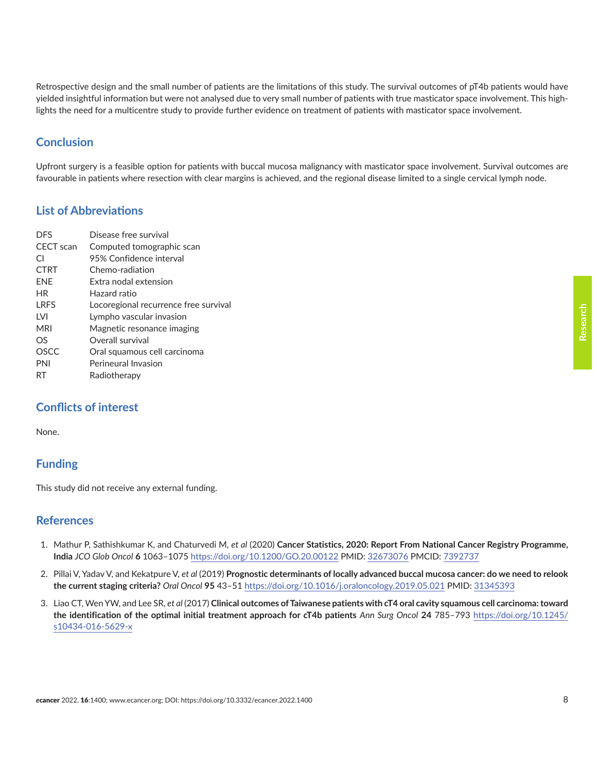Retrospective design and the small number of patients are the limitations of this study. The survival outcomes of pT4b patients would have yielded insightful information but were not analysed due to very small number of patients with true masticator space involvement. This highlights the need for a multicentre study to provide further evidence on treatment of patients with masticator space involvement.

## Conclusion

Upfront surgery is a feasible option for patients with buccal mucosa malignancy with masticator space involvement. Survival outcomes are favourable in patients where resection with clear margins is achieved, and the regional disease limited to a single cervical lymph node.

## List of Abbreviations

| | |
|---|---|
| DFS | Disease free survival |
| CECT scan | Computed tomographic scan |
| CI | 95% Confidence interval |
| CTRT | Chemo-radiation |
| ENE | Extra nodal extension |
| HR | Hazard ratio |
| LRFS | Locoregional recurrence free survival |
| LVI | Lympho vascular invasion |
| MRI | Magnetic resonance imaging |
| OS | Overall survival |
| OSCC | Oral squamous cell carcinoma |
| PNI | Perineural Invasion |
| RT | Radiotherapy |

## Conflicts of interest

None.

## Funding

This study did not receive any external funding.

## References

1. Mathur P, Sathishkumar K, and Chaturvedi M, *et al* (2020) **Cancer Statistics, 2020: Report From National Cancer Registry Programme, India** *JCO Glob Oncol* **6** 1063–1075 https://doi.org/10.1200/GO.20.00122 PMID: 32673076 PMCID: 7392737

2. Pillai V, Yadav V, and Kekatpure V, *et al* (2019) **Prognostic determinants of locally advanced buccal mucosa cancer: do we need to relook the current staging criteria?** *Oral Oncol* **95** 43–51 https://doi.org/10.1016/j.oraloncology.2019.05.021 PMID: 31345393

3. Liao CT, Wen YW, and Lee SR, *et al* (2017) **Clinical outcomes of Taiwanese patients with cT4 oral cavity squamous cell carcinoma: toward the identification of the optimal initial treatment approach for cT4b patients** *Ann Surg Oncol* **24** 785–793 https://doi.org/10.1245/s10434-016-5629-x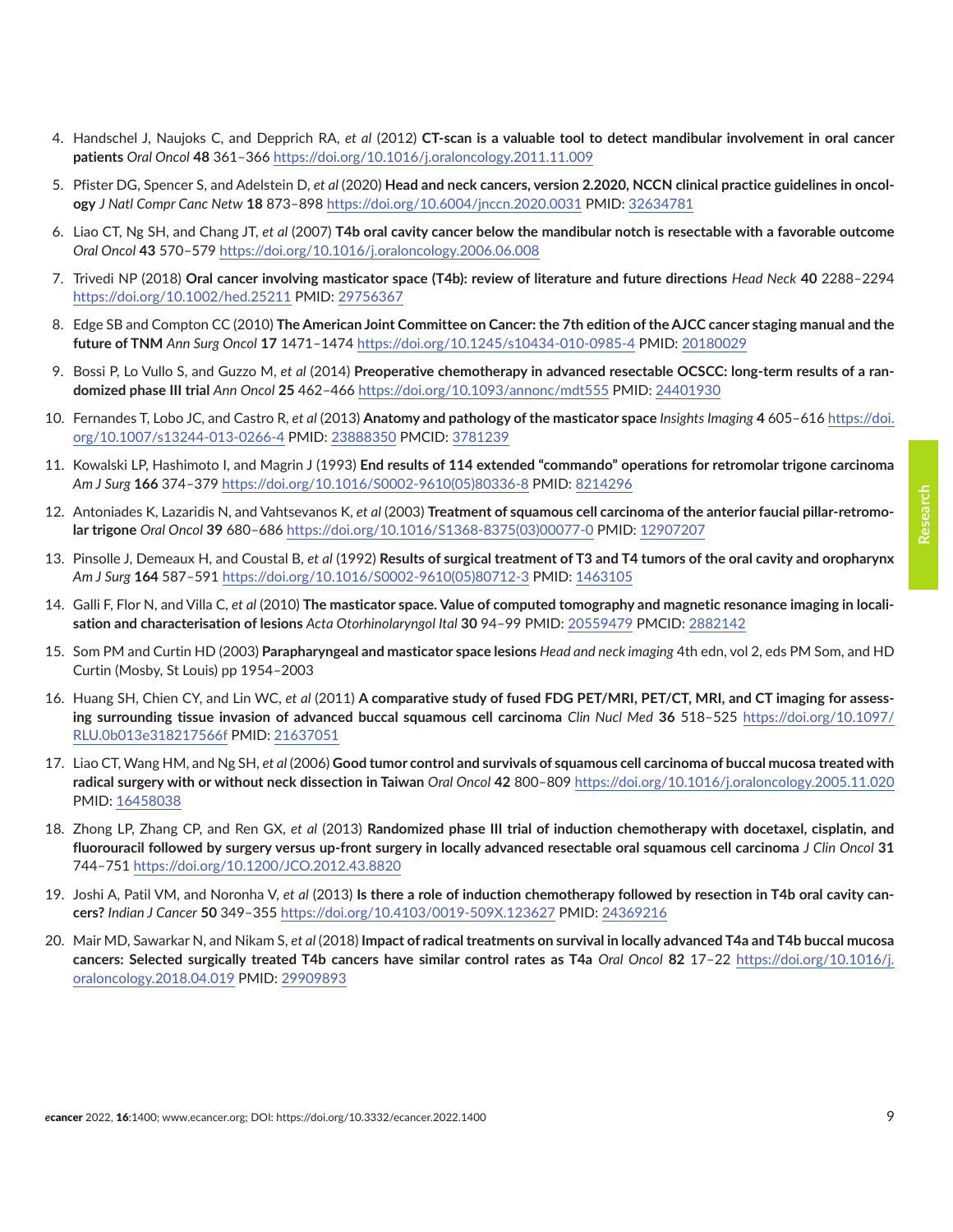4. Handschel J, Naujoks C, and Depprich RA, *et al* (2012) **CT-scan is a valuable tool to detect mandibular involvement in oral cancer patients** *Oral Oncol* **48** 361–366 https://doi.org/10.1016/j.oraloncology.2011.11.009

5. Pfister DG, Spencer S, and Adelstein D, *et al* (2020) **Head and neck cancers, version 2.2020, NCCN clinical practice guidelines in oncology** *J Natl Compr Canc Netw* **18** 873–898 https://doi.org/10.6004/jnccn.2020.0031 PMID: 32634781

6. Liao CT, Ng SH, and Chang JT, *et al* (2007) **T4b oral cavity cancer below the mandibular notch is resectable with a favorable outcome** *Oral Oncol* **43** 570–579 https://doi.org/10.1016/j.oraloncology.2006.06.008

7. Trivedi NP (2018) **Oral cancer involving masticator space (T4b): review of literature and future directions** *Head Neck* **40** 2288–2294 https://doi.org/10.1002/hed.25211 PMID: 29756367

8. Edge SB and Compton CC (2010) **The American Joint Committee on Cancer: the 7th edition of the AJCC cancer staging manual and the future of TNM** *Ann Surg Oncol* **17** 1471–1474 https://doi.org/10.1245/s10434-010-0985-4 PMID: 20180029

9. Bossi P, Lo Vullo S, and Guzzo M, *et al* (2014) **Preoperative chemotherapy in advanced resectable OCSCC: long-term results of a randomized phase III trial** *Ann Oncol* **25** 462–466 https://doi.org/10.1093/annonc/mdt555 PMID: 24401930

10. Fernandes T, Lobo JC, and Castro R, *et al* (2013) **Anatomy and pathology of the masticator space** *Insights Imaging* **4** 605–616 https://doi.org/10.1007/s13244-013-0266-4 PMID: 23888350 PMCID: 3781239

11. Kowalski LP, Hashimoto I, and Magrin J (1993) **End results of 114 extended "commando" operations for retromolar trigone carcinoma** *Am J Surg* **166** 374–379 https://doi.org/10.1016/S0002-9610(05)80336-8 PMID: 8214296

12. Antoniades K, Lazaridis N, and Vahtsevanos K, *et al* (2003) **Treatment of squamous cell carcinoma of the anterior faucial pillar-retromolar trigone** *Oral Oncol* **39** 680–686 https://doi.org/10.1016/S1368-8375(03)00077-0 PMID: 12907207

13. Pinsolle J, Demeaux H, and Coustal B, *et al* (1992) **Results of surgical treatment of T3 and T4 tumors of the oral cavity and oropharynx** *Am J Surg* **164** 587–591 https://doi.org/10.1016/S0002-9610(05)80712-3 PMID: 1463105

14. Galli F, Flor N, and Villa C, *et al* (2010) **The masticator space. Value of computed tomography and magnetic resonance imaging in localisation and characterisation of lesions** *Acta Otorhinolaryngol Ital* **30** 94–99 PMID: 20559479 PMCID: 2882142

15. Som PM and Curtin HD (2003) **Parapharyngeal and masticator space lesions** *Head and neck imaging* 4th edn, vol 2, eds PM Som, and HD Curtin (Mosby, St Louis) pp 1954–2003

16. Huang SH, Chien CY, and Lin WC, *et al* (2011) **A comparative study of fused FDG PET/MRI, PET/CT, MRI, and CT imaging for assessing surrounding tissue invasion of advanced buccal squamous cell carcinoma** *Clin Nucl Med* **36** 518–525 https://doi.org/10.1097/RLU.0b013e318217566f PMID: 21637051

17. Liao CT, Wang HM, and Ng SH, *et al* (2006) **Good tumor control and survivals of squamous cell carcinoma of buccal mucosa treated with radical surgery with or without neck dissection in Taiwan** *Oral Oncol* **42** 800–809 https://doi.org/10.1016/j.oraloncology.2005.11.020 PMID: 16458038

18. Zhong LP, Zhang CP, and Ren GX, *et al* (2013) **Randomized phase III trial of induction chemotherapy with docetaxel, cisplatin, and fluorouracil followed by surgery versus up-front surgery in locally advanced resectable oral squamous cell carcinoma** *J Clin Oncol* **31** 744–751 https://doi.org/10.1200/JCO.2012.43.8820

19. Joshi A, Patil VM, and Noronha V, *et al* (2013) **Is there a role of induction chemotherapy followed by resection in T4b oral cavity cancers?** *Indian J Cancer* **50** 349–355 https://doi.org/10.4103/0019-509X.123627 PMID: 24369216

20. Mair MD, Sawarkar N, and Nikam S, *et al* (2018) **Impact of radical treatments on survival in locally advanced T4a and T4b buccal mucosa cancers: Selected surgically treated T4b cancers have similar control rates as T4a** *Oral Oncol* **82** 17–22 https://doi.org/10.1016/j.oraloncology.2018.04.019 PMID: 29909893